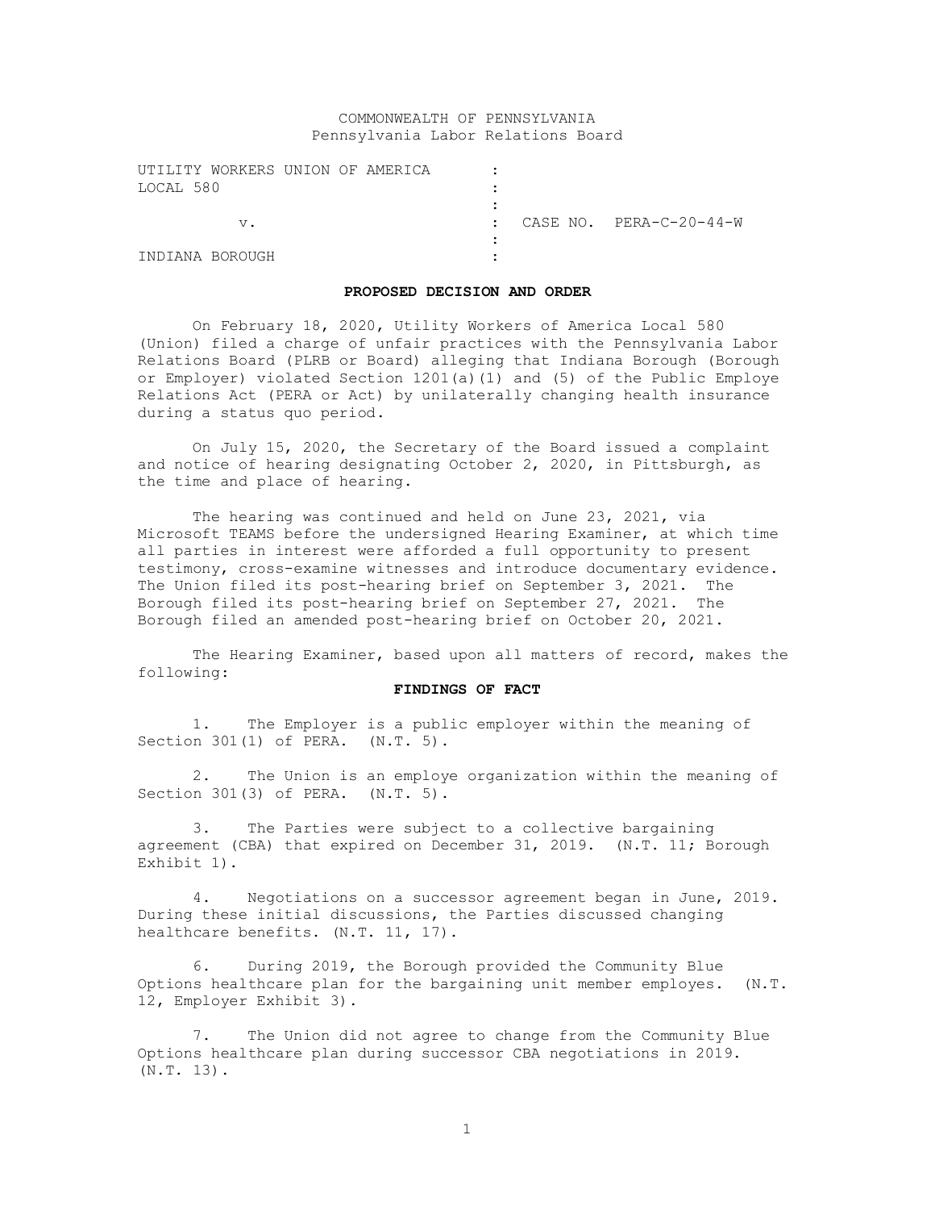COMMONWEALTH OF PENNSYLVANIA
Pennsylvania Labor Relations Board

| | | |
|---|---|---|
| UTILITY WORKERS UNION OF AMERICA LOCAL 580 | : | |
| v. | : | CASE NO. PERA-C-20-44-W |
| INDIANA BOROUGH | : | |

**PROPOSED DECISION AND ORDER**

On February 18, 2020, Utility Workers of America Local 580 (Union) filed a charge of unfair practices with the Pennsylvania Labor Relations Board (PLRB or Board) alleging that Indiana Borough (Borough or Employer) violated Section 1201(a)(1) and (5) of the Public Employe Relations Act (PERA or Act) by unilaterally changing health insurance during a status quo period.

On July 15, 2020, the Secretary of the Board issued a complaint and notice of hearing designating October 2, 2020, in Pittsburgh, as the time and place of hearing.

The hearing was continued and held on June 23, 2021, via Microsoft TEAMS before the undersigned Hearing Examiner, at which time all parties in interest were afforded a full opportunity to present testimony, cross-examine witnesses and introduce documentary evidence. The Union filed its post-hearing brief on September 3, 2021. The Borough filed its post-hearing brief on September 27, 2021. The Borough filed an amended post-hearing brief on October 20, 2021.

The Hearing Examiner, based upon all matters of record, makes the following:

**FINDINGS OF FACT**

1. The Employer is a public employer within the meaning of Section 301(1) of PERA. (N.T. 5).

2. The Union is an employe organization within the meaning of Section 301(3) of PERA. (N.T. 5).

3. The Parties were subject to a collective bargaining agreement (CBA) that expired on December 31, 2019. (N.T. 11; Borough Exhibit 1).

4. Negotiations on a successor agreement began in June, 2019. During these initial discussions, the Parties discussed changing healthcare benefits. (N.T. 11, 17).

6. During 2019, the Borough provided the Community Blue Options healthcare plan for the bargaining unit member employes. (N.T. 12, Employer Exhibit 3).

7. The Union did not agree to change from the Community Blue Options healthcare plan during successor CBA negotiations in 2019. (N.T. 13).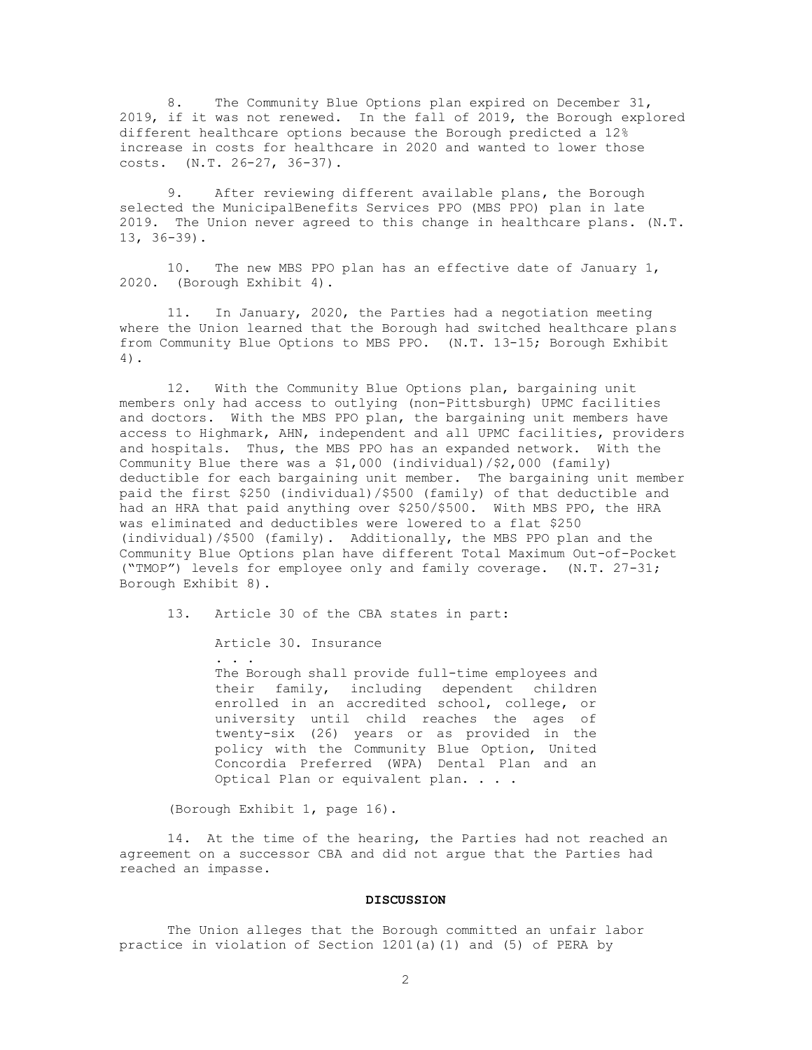8. The Community Blue Options plan expired on December 31, 2019, if it was not renewed. In the fall of 2019, the Borough explored different healthcare options because the Borough predicted a 12% increase in costs for healthcare in 2020 and wanted to lower those costs. (N.T. 26-27, 36-37).

9. After reviewing different available plans, the Borough selected the MunicipalBenefits Services PPO (MBS PPO) plan in late 2019. The Union never agreed to this change in healthcare plans. (N.T. 13, 36-39).

10. The new MBS PPO plan has an effective date of January 1, 2020. (Borough Exhibit 4).

11. In January, 2020, the Parties had a negotiation meeting where the Union learned that the Borough had switched healthcare plans from Community Blue Options to MBS PPO. (N.T. 13-15; Borough Exhibit 4).

12. With the Community Blue Options plan, bargaining unit members only had access to outlying (non-Pittsburgh) UPMC facilities and doctors. With the MBS PPO plan, the bargaining unit members have access to Highmark, AHN, independent and all UPMC facilities, providers and hospitals. Thus, the MBS PPO has an expanded network. With the Community Blue there was a $1,000 (individual)/$2,000 (family) deductible for each bargaining unit member. The bargaining unit member paid the first $250 (individual)/$500 (family) of that deductible and had an HRA that paid anything over $250/$500. With MBS PPO, the HRA was eliminated and deductibles were lowered to a flat $250 (individual)/$500 (family). Additionally, the MBS PPO plan and the Community Blue Options plan have different Total Maximum Out-of-Pocket ("TMOP") levels for employee only and family coverage. (N.T. 27-31; Borough Exhibit 8).

13. Article 30 of the CBA states in part:

> Article 30. Insurance
>
> . . .
>
> The Borough shall provide full-time employees and their family, including dependent children enrolled in an accredited school, college, or university until child reaches the ages of twenty-six (26) years or as provided in the policy with the Community Blue Option, United Concordia Preferred (WPA) Dental Plan and an Optical Plan or equivalent plan. . . .

(Borough Exhibit 1, page 16).

14. At the time of the hearing, the Parties had not reached an agreement on a successor CBA and did not argue that the Parties had reached an impasse.

## DISCUSSION

The Union alleges that the Borough committed an unfair labor practice in violation of Section 1201(a)(1) and (5) of PERA by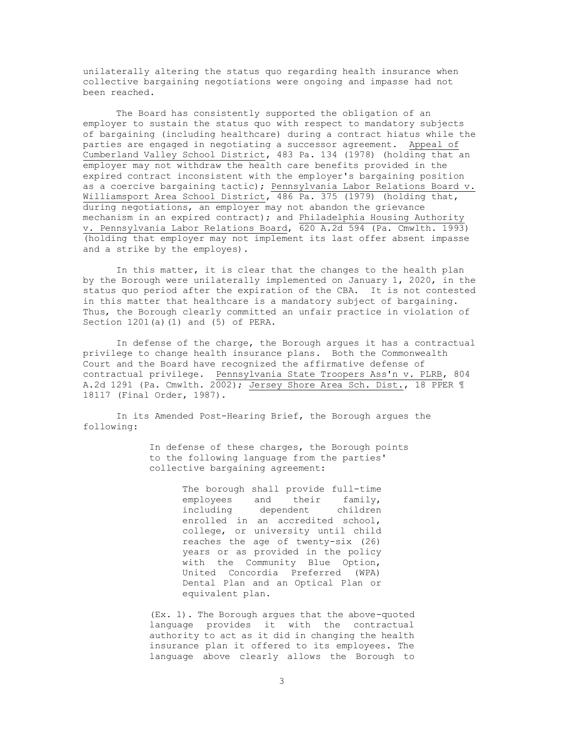unilaterally altering the status quo regarding health insurance when collective bargaining negotiations were ongoing and impasse had not been reached.

The Board has consistently supported the obligation of an employer to sustain the status quo with respect to mandatory subjects of bargaining (including healthcare) during a contract hiatus while the parties are engaged in negotiating a successor agreement. Appeal of Cumberland Valley School District, 483 Pa. 134 (1978) (holding that an employer may not withdraw the health care benefits provided in the expired contract inconsistent with the employer's bargaining position as a coercive bargaining tactic); Pennsylvania Labor Relations Board v. Williamsport Area School District, 486 Pa. 375 (1979) (holding that, during negotiations, an employer may not abandon the grievance mechanism in an expired contract); and Philadelphia Housing Authority v. Pennsylvania Labor Relations Board, 620 A.2d 594 (Pa. Cmwlth. 1993) (holding that employer may not implement its last offer absent impasse and a strike by the employes).

In this matter, it is clear that the changes to the health plan by the Borough were unilaterally implemented on January 1, 2020, in the status quo period after the expiration of the CBA. It is not contested in this matter that healthcare is a mandatory subject of bargaining. Thus, the Borough clearly committed an unfair practice in violation of Section 1201(a)(1) and (5) of PERA.

In defense of the charge, the Borough argues it has a contractual privilege to change health insurance plans. Both the Commonwealth Court and the Board have recognized the affirmative defense of contractual privilege. Pennsylvania State Troopers Ass'n v. PLRB, 804 A.2d 1291 (Pa. Cmwlth. 2002); Jersey Shore Area Sch. Dist., 18 PPER ¶ 18117 (Final Order, 1987).

In its Amended Post-Hearing Brief, the Borough argues the following:

> In defense of these charges, the Borough points to the following language from the parties' collective bargaining agreement:
>
> > The borough shall provide full-time employees and their family, including dependent children enrolled in an accredited school, college, or university until child reaches the age of twenty-six (26) years or as provided in the policy with the Community Blue Option, United Concordia Preferred (WPA) Dental Plan and an Optical Plan or equivalent plan.
>
> (Ex. 1). The Borough argues that the above-quoted language provides it with the contractual authority to act as it did in changing the health insurance plan it offered to its employees. The language above clearly allows the Borough to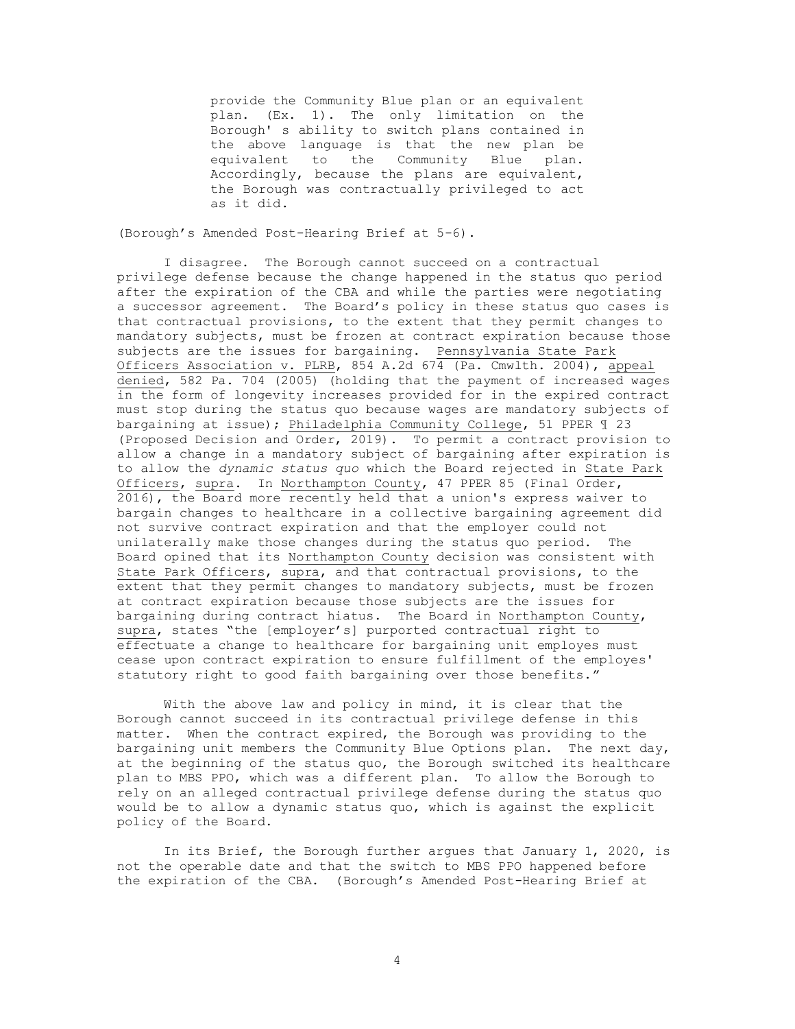> provide the Community Blue plan or an equivalent plan. (Ex. 1). The only limitation on the Borough' s ability to switch plans contained in the above language is that the new plan be equivalent to the Community Blue plan. Accordingly, because the plans are equivalent, the Borough was contractually privileged to act as it did.

(Borough's Amended Post-Hearing Brief at 5-6).

I disagree. The Borough cannot succeed on a contractual privilege defense because the change happened in the status quo period after the expiration of the CBA and while the parties were negotiating a successor agreement. The Board's policy in these status quo cases is that contractual provisions, to the extent that they permit changes to mandatory subjects, must be frozen at contract expiration because those subjects are the issues for bargaining. Pennsylvania State Park Officers Association v. PLRB, 854 A.2d 674 (Pa. Cmwlth. 2004), appeal denied, 582 Pa. 704 (2005) (holding that the payment of increased wages in the form of longevity increases provided for in the expired contract must stop during the status quo because wages are mandatory subjects of bargaining at issue); Philadelphia Community College, 51 PPER ¶ 23 (Proposed Decision and Order, 2019). To permit a contract provision to allow a change in a mandatory subject of bargaining after expiration is to allow the *dynamic status quo* which the Board rejected in State Park Officers, supra. In Northampton County, 47 PPER 85 (Final Order, 2016), the Board more recently held that a union's express waiver to bargain changes to healthcare in a collective bargaining agreement did not survive contract expiration and that the employer could not unilaterally make those changes during the status quo period. The Board opined that its Northampton County decision was consistent with State Park Officers, supra, and that contractual provisions, to the extent that they permit changes to mandatory subjects, must be frozen at contract expiration because those subjects are the issues for bargaining during contract hiatus. The Board in Northampton County, supra, states "the [employer's] purported contractual right to effectuate a change to healthcare for bargaining unit employes must cease upon contract expiration to ensure fulfillment of the employes' statutory right to good faith bargaining over those benefits."

With the above law and policy in mind, it is clear that the Borough cannot succeed in its contractual privilege defense in this matter. When the contract expired, the Borough was providing to the bargaining unit members the Community Blue Options plan. The next day, at the beginning of the status quo, the Borough switched its healthcare plan to MBS PPO, which was a different plan. To allow the Borough to rely on an alleged contractual privilege defense during the status quo would be to allow a dynamic status quo, which is against the explicit policy of the Board.

In its Brief, the Borough further argues that January 1, 2020, is not the operable date and that the switch to MBS PPO happened before the expiration of the CBA. (Borough's Amended Post-Hearing Brief at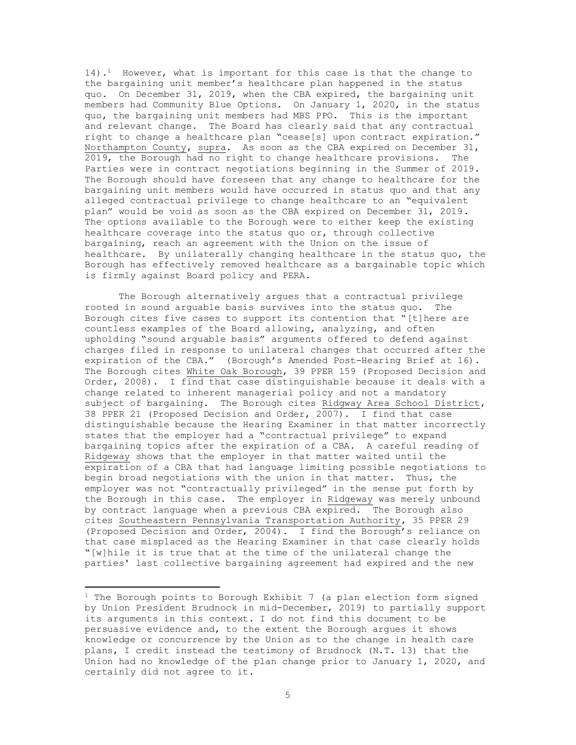14).[1] However, what is important for this case is that the change to the bargaining unit member's healthcare plan happened in the status quo. On December 31, 2019, when the CBA expired, the bargaining unit members had Community Blue Options. On January 1, 2020, in the status quo, the bargaining unit members had MBS PPO. This is the important and relevant change. The Board has clearly said that any contractual right to change a healthcare plan "cease[s] upon contract expiration." Northampton County, supra. As soon as the CBA expired on December 31, 2019, the Borough had no right to change healthcare provisions. The Parties were in contract negotiations beginning in the Summer of 2019. The Borough should have foreseen that any change to healthcare for the bargaining unit members would have occurred in status quo and that any alleged contractual privilege to change healthcare to an "equivalent plan" would be void as soon as the CBA expired on December 31, 2019. The options available to the Borough were to either keep the existing healthcare coverage into the status quo or, through collective bargaining, reach an agreement with the Union on the issue of healthcare. By unilaterally changing healthcare in the status quo, the Borough has effectively removed healthcare as a bargainable topic which is firmly against Board policy and PERA.

The Borough alternatively argues that a contractual privilege rooted in sound arguable basis survives into the status quo. The Borough cites five cases to support its contention that "[t]here are countless examples of the Board allowing, analyzing, and often upholding "sound arguable basis" arguments offered to defend against charges filed in response to unilateral changes that occurred after the expiration of the CBA." (Borough's Amended Post-Hearing Brief at 16). The Borough cites White Oak Borough, 39 PPER 159 (Proposed Decision and Order, 2008). I find that case distinguishable because it deals with a change related to inherent managerial policy and not a mandatory subject of bargaining. The Borough cites Ridgway Area School District, 38 PPER 21 (Proposed Decision and Order, 2007). I find that case distinguishable because the Hearing Examiner in that matter incorrectly states that the employer had a "contractual privilege" to expand bargaining topics after the expiration of a CBA. A careful reading of Ridgeway shows that the employer in that matter waited until the expiration of a CBA that had language limiting possible negotiations to begin broad negotiations with the union in that matter. Thus, the employer was not "contractually privileged" in the sense put forth by the Borough in this case. The employer in Ridgeway was merely unbound by contract language when a previous CBA expired. The Borough also cites Southeastern Pennsylvania Transportation Authority, 35 PPER 29 (Proposed Decision and Order, 2004). I find the Borough's reliance on that case misplaced as the Hearing Examiner in that case clearly holds "[w]hile it is true that at the time of the unilateral change the parties' last collective bargaining agreement had expired and the new

---

[1] The Borough points to Borough Exhibit 7 (a plan election form signed by Union President Brudnock in mid-December, 2019) to partially support its arguments in this context. I do not find this document to be persuasive evidence and, to the extent the Borough argues it shows knowledge or concurrence by the Union as to the change in health care plans, I credit instead the testimony of Brudnock (N.T. 13) that the Union had no knowledge of the plan change prior to January 1, 2020, and certainly did not agree to it.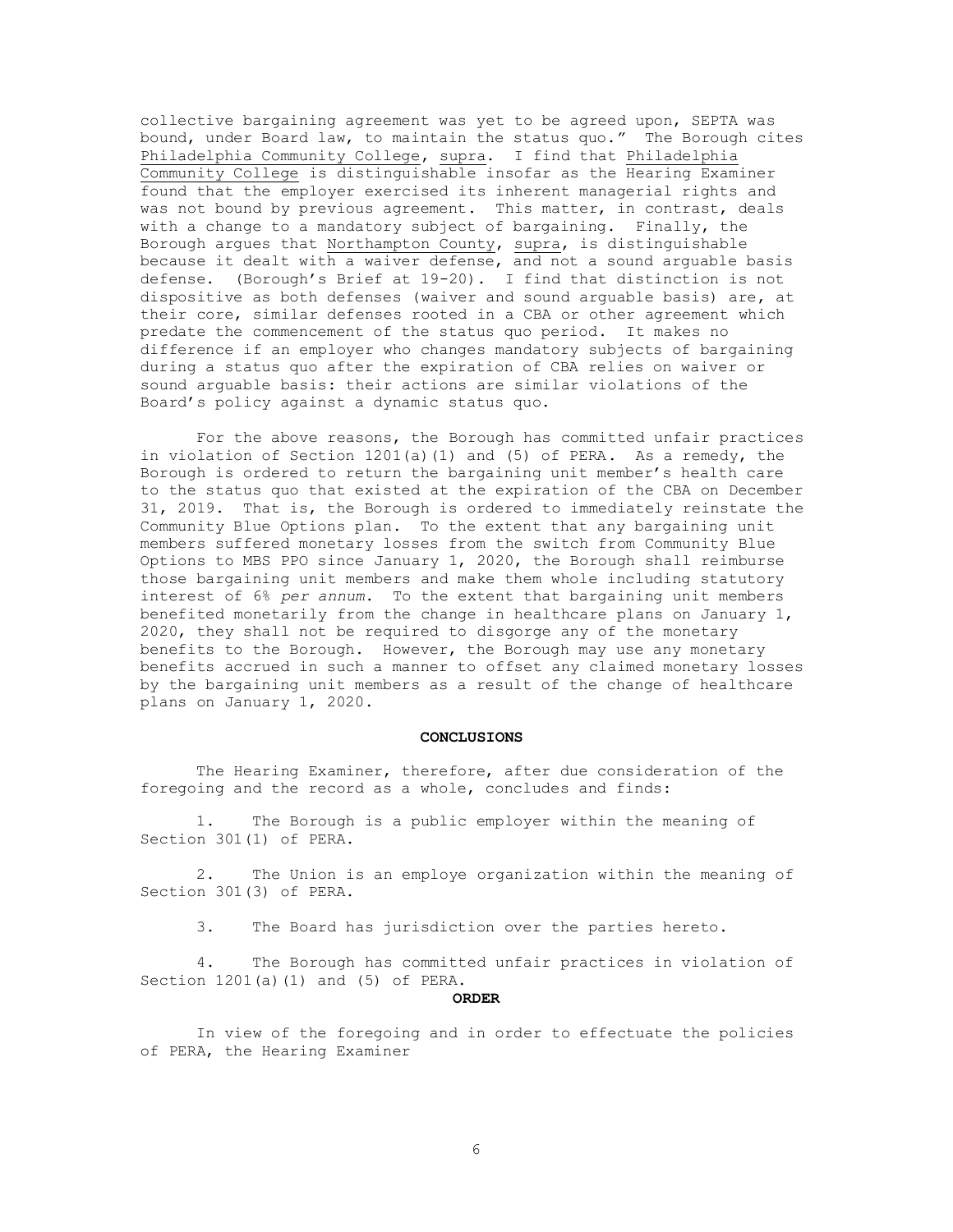collective bargaining agreement was yet to be agreed upon, SEPTA was bound, under Board law, to maintain the status quo." The Borough cites Philadelphia Community College, supra. I find that Philadelphia Community College is distinguishable insofar as the Hearing Examiner found that the employer exercised its inherent managerial rights and was not bound by previous agreement. This matter, in contrast, deals with a change to a mandatory subject of bargaining. Finally, the Borough argues that Northampton County, supra, is distinguishable because it dealt with a waiver defense, and not a sound arguable basis defense. (Borough's Brief at 19-20). I find that distinction is not dispositive as both defenses (waiver and sound arguable basis) are, at their core, similar defenses rooted in a CBA or other agreement which predate the commencement of the status quo period. It makes no difference if an employer who changes mandatory subjects of bargaining during a status quo after the expiration of CBA relies on waiver or sound arguable basis: their actions are similar violations of the Board's policy against a dynamic status quo.

For the above reasons, the Borough has committed unfair practices in violation of Section 1201(a)(1) and (5) of PERA. As a remedy, the Borough is ordered to return the bargaining unit member's health care to the status quo that existed at the expiration of the CBA on December 31, 2019. That is, the Borough is ordered to immediately reinstate the Community Blue Options plan. To the extent that any bargaining unit members suffered monetary losses from the switch from Community Blue Options to MBS PPO since January 1, 2020, the Borough shall reimburse those bargaining unit members and make them whole including statutory interest of 6% *per annum*. To the extent that bargaining unit members benefited monetarily from the change in healthcare plans on January 1, 2020, they shall not be required to disgorge any of the monetary benefits to the Borough. However, the Borough may use any monetary benefits accrued in such a manner to offset any claimed monetary losses by the bargaining unit members as a result of the change of healthcare plans on January 1, 2020.

**CONCLUSIONS**

The Hearing Examiner, therefore, after due consideration of the foregoing and the record as a whole, concludes and finds:

1. The Borough is a public employer within the meaning of Section 301(1) of PERA.

2. The Union is an employe organization within the meaning of Section 301(3) of PERA.

3. The Board has jurisdiction over the parties hereto.

4. The Borough has committed unfair practices in violation of Section 1201(a)(1) and (5) of PERA.

**ORDER**

In view of the foregoing and in order to effectuate the policies of PERA, the Hearing Examiner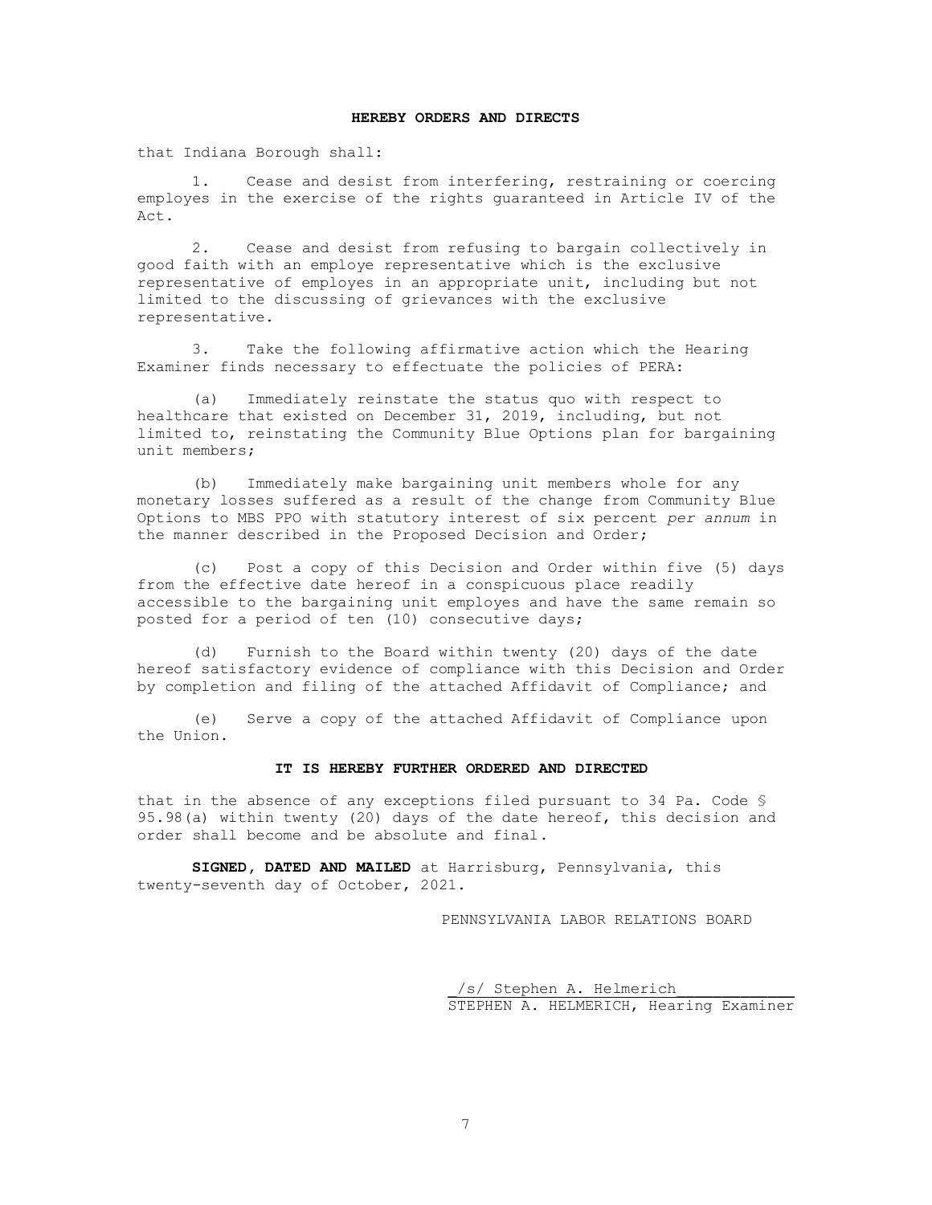**HEREBY ORDERS AND DIRECTS**

that Indiana Borough shall:

1. Cease and desist from interfering, restraining or coercing employes in the exercise of the rights guaranteed in Article IV of the Act.

2. Cease and desist from refusing to bargain collectively in good faith with an employe representative which is the exclusive representative of employes in an appropriate unit, including but not limited to the discussing of grievances with the exclusive representative.

3. Take the following affirmative action which the Hearing Examiner finds necessary to effectuate the policies of PERA:

(a) Immediately reinstate the status quo with respect to healthcare that existed on December 31, 2019, including, but not limited to, reinstating the Community Blue Options plan for bargaining unit members;

(b) Immediately make bargaining unit members whole for any monetary losses suffered as a result of the change from Community Blue Options to MBS PPO with statutory interest of six percent *per annum* in the manner described in the Proposed Decision and Order;

(c) Post a copy of this Decision and Order within five (5) days from the effective date hereof in a conspicuous place readily accessible to the bargaining unit employes and have the same remain so posted for a period of ten (10) consecutive days;

(d) Furnish to the Board within twenty (20) days of the date hereof satisfactory evidence of compliance with this Decision and Order by completion and filing of the attached Affidavit of Compliance; and

(e) Serve a copy of the attached Affidavit of Compliance upon the Union.

**IT IS HEREBY FURTHER ORDERED AND DIRECTED**

that in the absence of any exceptions filed pursuant to 34 Pa. Code § 95.98(a) within twenty (20) days of the date hereof, this decision and order shall become and be absolute and final.

**SIGNED, DATED AND MAILED** at Harrisburg, Pennsylvania, this twenty-seventh day of October, 2021.

PENNSYLVANIA LABOR RELATIONS BOARD

/s/ Stephen A. Helmerich
STEPHEN A. HELMERICH, Hearing Examiner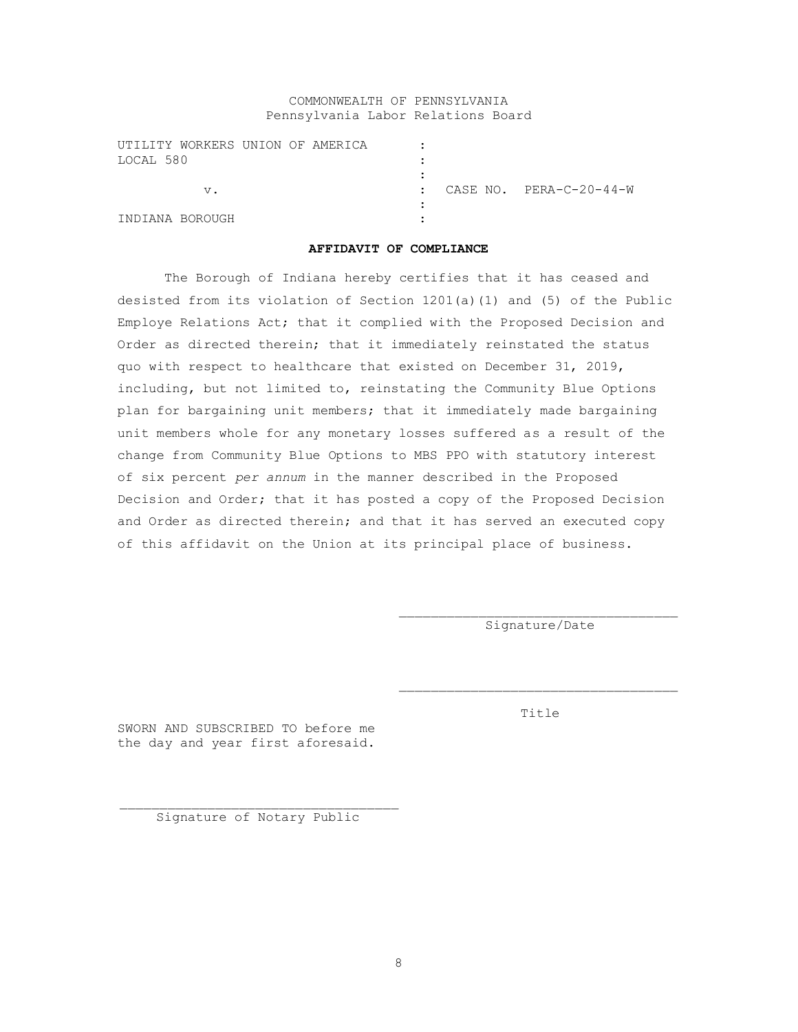COMMONWEALTH OF PENNSYLVANIA
Pennsylvania Labor Relations Board

| | | |
|---|---|---|
| UTILITY WORKERS UNION OF AMERICA LOCAL 580 | : | |
| v. | : | CASE NO. PERA-C-20-44-W |
| INDIANA BOROUGH | : | |

**AFFIDAVIT OF COMPLIANCE**

The Borough of Indiana hereby certifies that it has ceased and desisted from its violation of Section 1201(a)(1) and (5) of the Public Employe Relations Act; that it complied with the Proposed Decision and Order as directed therein; that it immediately reinstated the status quo with respect to healthcare that existed on December 31, 2019, including, but not limited to, reinstating the Community Blue Options plan for bargaining unit members; that it immediately made bargaining unit members whole for any monetary losses suffered as a result of the change from Community Blue Options to MBS PPO with statutory interest of six percent *per annum* in the manner described in the Proposed Decision and Order; that it has posted a copy of the Proposed Decision and Order as directed therein; and that it has served an executed copy of this affidavit on the Union at its principal place of business.

____________________________________
Signature/Date

____________________________________
Title

SWORN AND SUBSCRIBED TO before me the day and year first aforesaid.

____________________________________
Signature of Notary Public